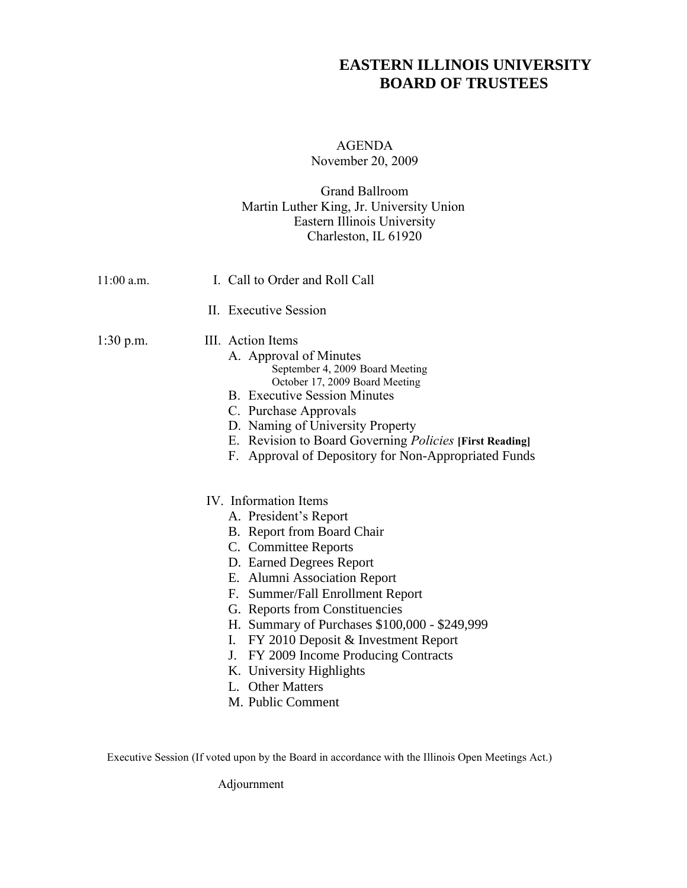# EASTERN ILLINOIS UNIVERSITY
# BOARD OF TRUSTEES

AGENDA
November 20, 2009

Grand Ballroom
Martin Luther King, Jr. University Union
Eastern Illinois University
Charleston, IL 61920

11:00 a.m. I. Call to Order and Roll Call

II. Executive Session

1:30 p.m. III. Action Items

- A. Approval of Minutes
  - September 4, 2009 Board Meeting
  - October 17, 2009 Board Meeting
- B. Executive Session Minutes
- C. Purchase Approvals
- D. Naming of University Property
- E. Revision to Board Governing *Policies* **[First Reading]**
- F. Approval of Depository for Non-Appropriated Funds

IV. Information Items

- A. President's Report
- B. Report from Board Chair
- C. Committee Reports
- D. Earned Degrees Report
- E. Alumni Association Report
- F. Summer/Fall Enrollment Report
- G. Reports from Constituencies
- H. Summary of Purchases $100,000 - $249,999
- I. FY 2010 Deposit & Investment Report
- J. FY 2009 Income Producing Contracts
- K. University Highlights
- L. Other Matters
- M. Public Comment

Executive Session (If voted upon by the Board in accordance with the Illinois Open Meetings Act.)

Adjournment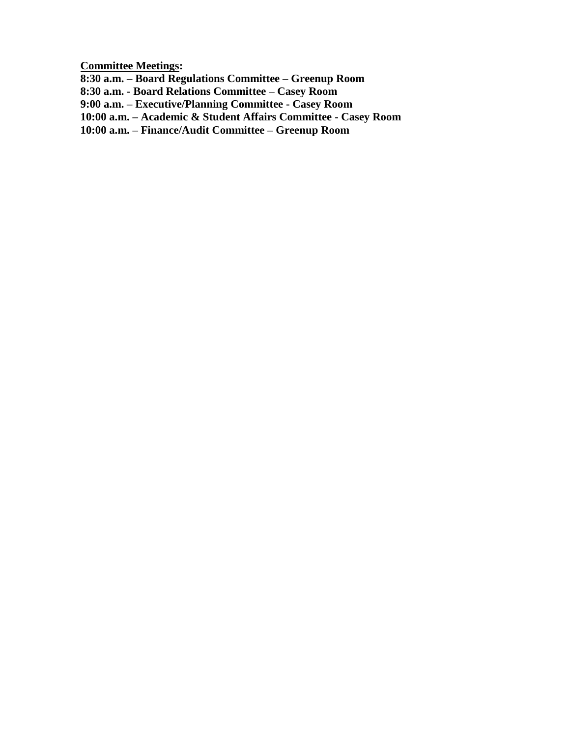**Committee Meetings:**

**8:30 a.m. – Board Regulations Committee – Greenup Room**
**8:30 a.m. - Board Relations Committee – Casey Room**
**9:00 a.m. – Executive/Planning Committee - Casey Room**
**10:00 a.m. – Academic & Student Affairs Committee - Casey Room**
**10:00 a.m. – Finance/Audit Committee – Greenup Room**